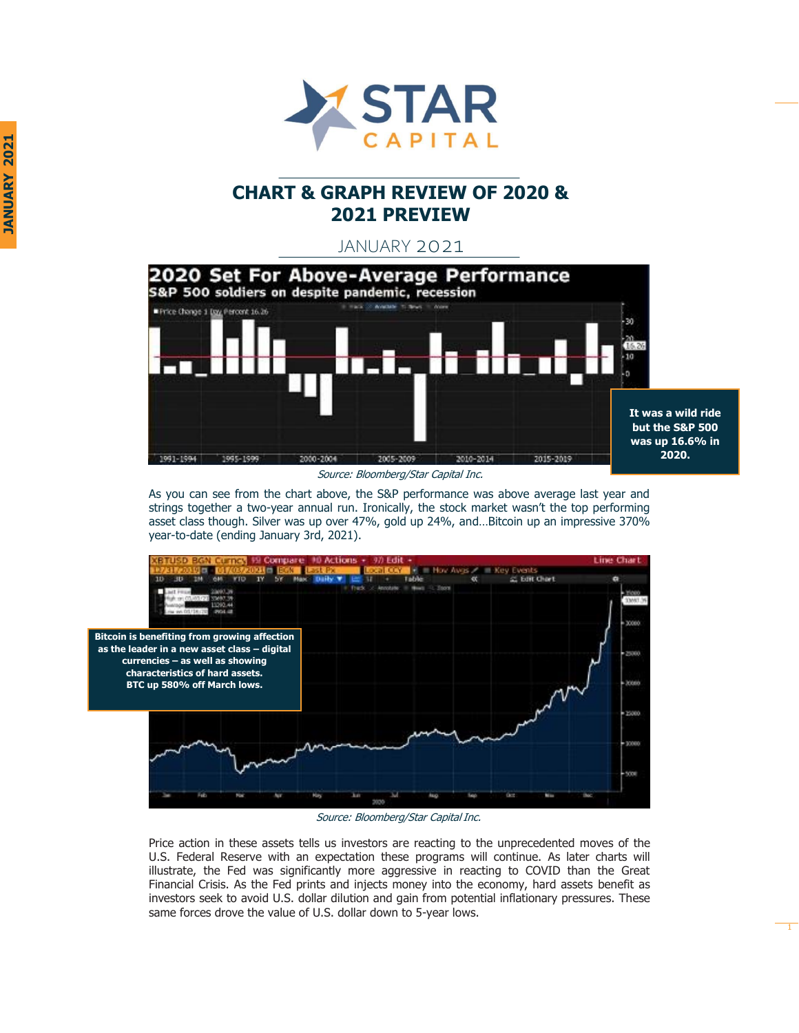# CHART & GRAPH REVIEW OF 2020 & 2021 PREVIEW

JANUARY 2021

It was a wild ride but the S&P 500 was up 16.6% in 2020.

*Source: Bloomberg/Star Capital Inc.*

As you can see from the chart above, the S&P performance was above average last year and strings together a two-year annual run. Ironically, the stock market wasn't the top performing asset class though. Silver was up over 47%, gold up 24%, and…Bitcoin up an impressive 370% year-to-date (ending January 3rd, 2021).

Bitcoin is benefiting from growing affection as the leader in a new asset class – digital currencies – as well as showing characteristics of hard assets. BTC up 580% off March lows.

*Source: Bloomberg/Star Capital Inc.*

Price action in these assets tells us investors are reacting to the unprecedented moves of the U.S. Federal Reserve with an expectation these programs will continue. As later charts will illustrate, the Fed was significantly more aggressive in reacting to COVID than the Great Financial Crisis. As the Fed prints and injects money into the economy, hard assets benefit as investors seek to avoid U.S. dollar dilution and gain from potential inflationary pressures. These same forces drove the value of U.S. dollar down to 5-year lows.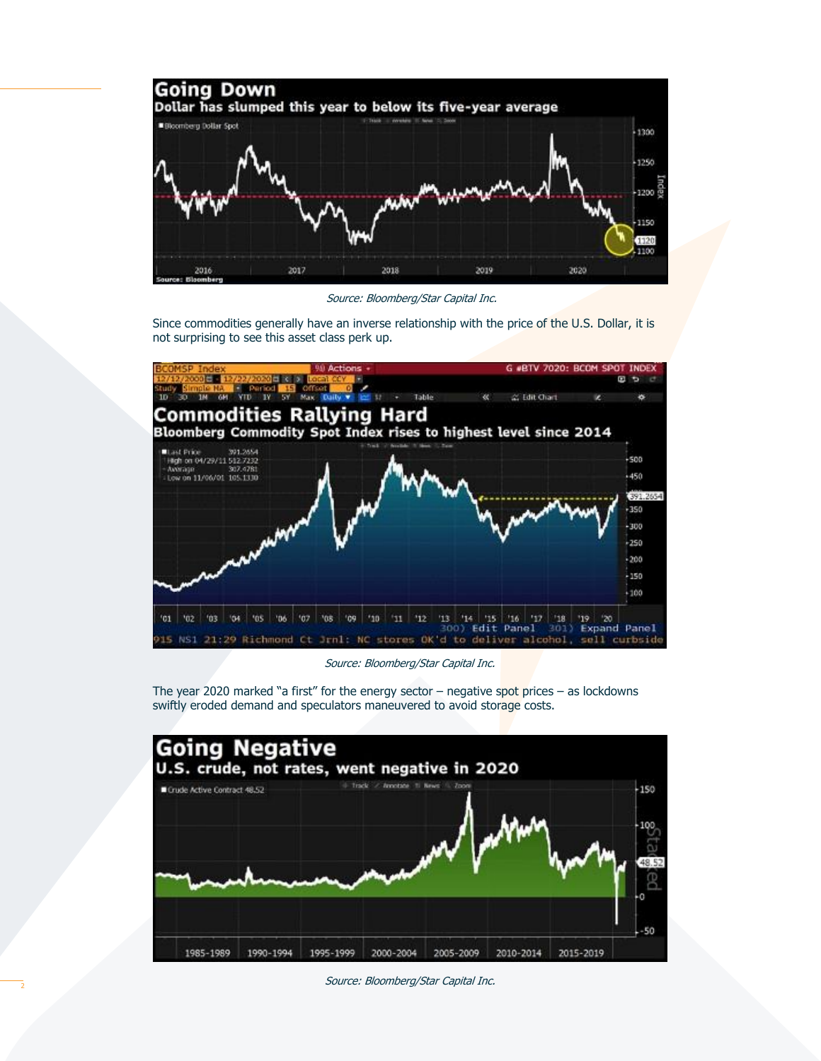Source: Bloomberg/Star Capital Inc.

Since commodities generally have an inverse relationship with the price of the U.S. Dollar, it is not surprising to see this asset class perk up.

Source: Bloomberg/Star Capital Inc.

The year 2020 marked "a first" for the energy sector – negative spot prices – as lockdowns swiftly eroded demand and speculators maneuvered to avoid storage costs.

Source: Bloomberg/Star Capital Inc.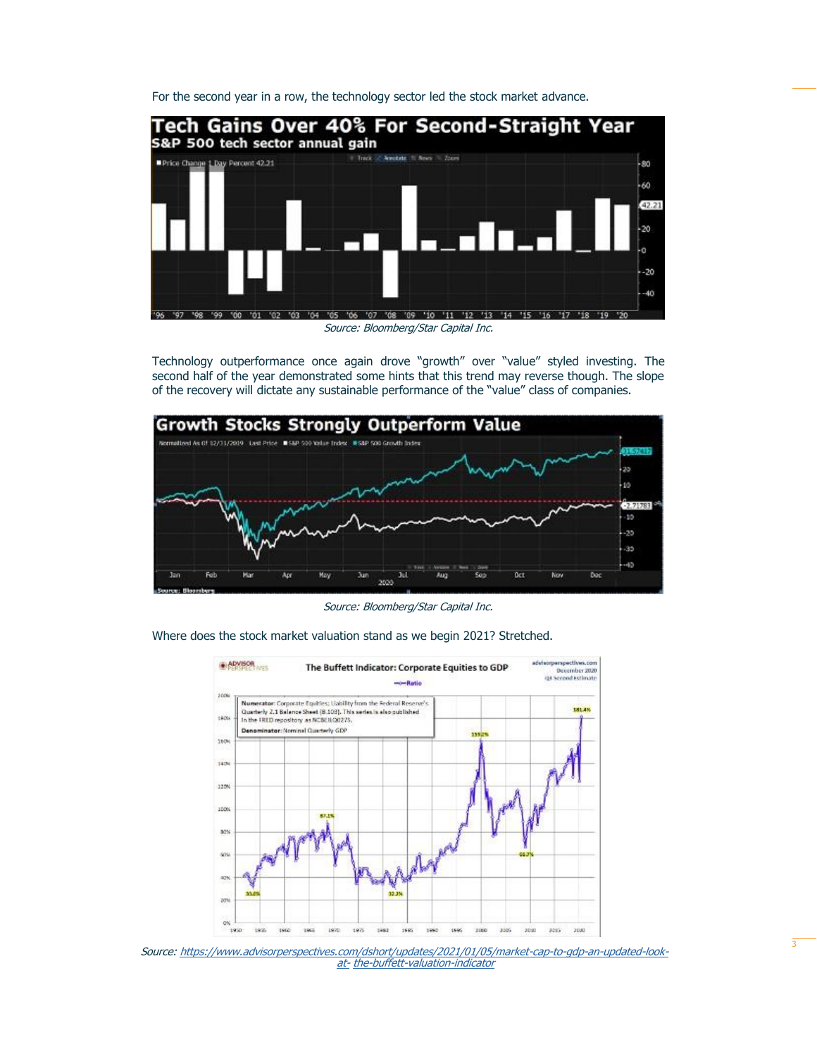For the second year in a row, the technology sector led the stock market advance.

Source: Bloomberg/Star Capital Inc.

Technology outperformance once again drove "growth" over "value" styled investing. The second half of the year demonstrated some hints that this trend may reverse though. The slope of the recovery will dictate any sustainable performance of the "value" class of companies.

Source: Bloomberg/Star Capital Inc.

Where does the stock market valuation stand as we begin 2021? Stretched.

Source: https://www.advisorperspectives.com/dshort/updates/2021/01/05/market-cap-to-gdp-an-updated-look-at- the-buffett-valuation-indicator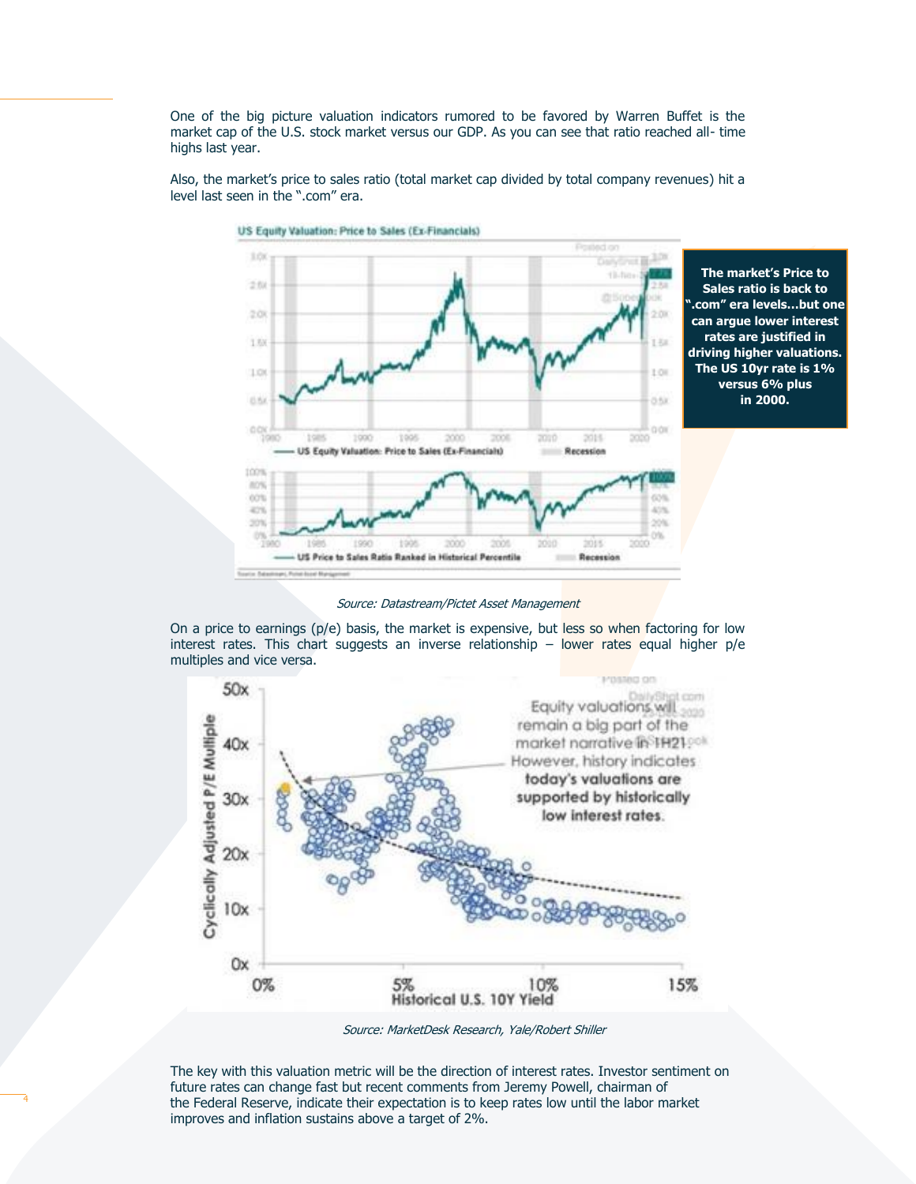One of the big picture valuation indicators rumored to be favored by Warren Buffet is the market cap of the U.S. stock market versus our GDP. As you can see that ratio reached all- time highs last year.

Also, the market's price to sales ratio (total market cap divided by total company revenues) hit a level last seen in the ".com" era.

**The market's Price to Sales ratio is back to ".com" era levels...but one can argue lower interest rates are justified in driving higher valuations. The US 10yr rate is 1% versus 6% plus in 2000.**

*Source: Datastream/Pictet Asset Management*

On a price to earnings (p/e) basis, the market is expensive, but less so when factoring for low interest rates. This chart suggests an inverse relationship – lower rates equal higher p/e multiples and vice versa.

*Source: MarketDesk Research, Yale/Robert Shiller*

The key with this valuation metric will be the direction of interest rates. Investor sentiment on future rates can change fast but recent comments from Jeremy Powell, chairman of the Federal Reserve, indicate their expectation is to keep rates low until the labor market improves and inflation sustains above a target of 2%.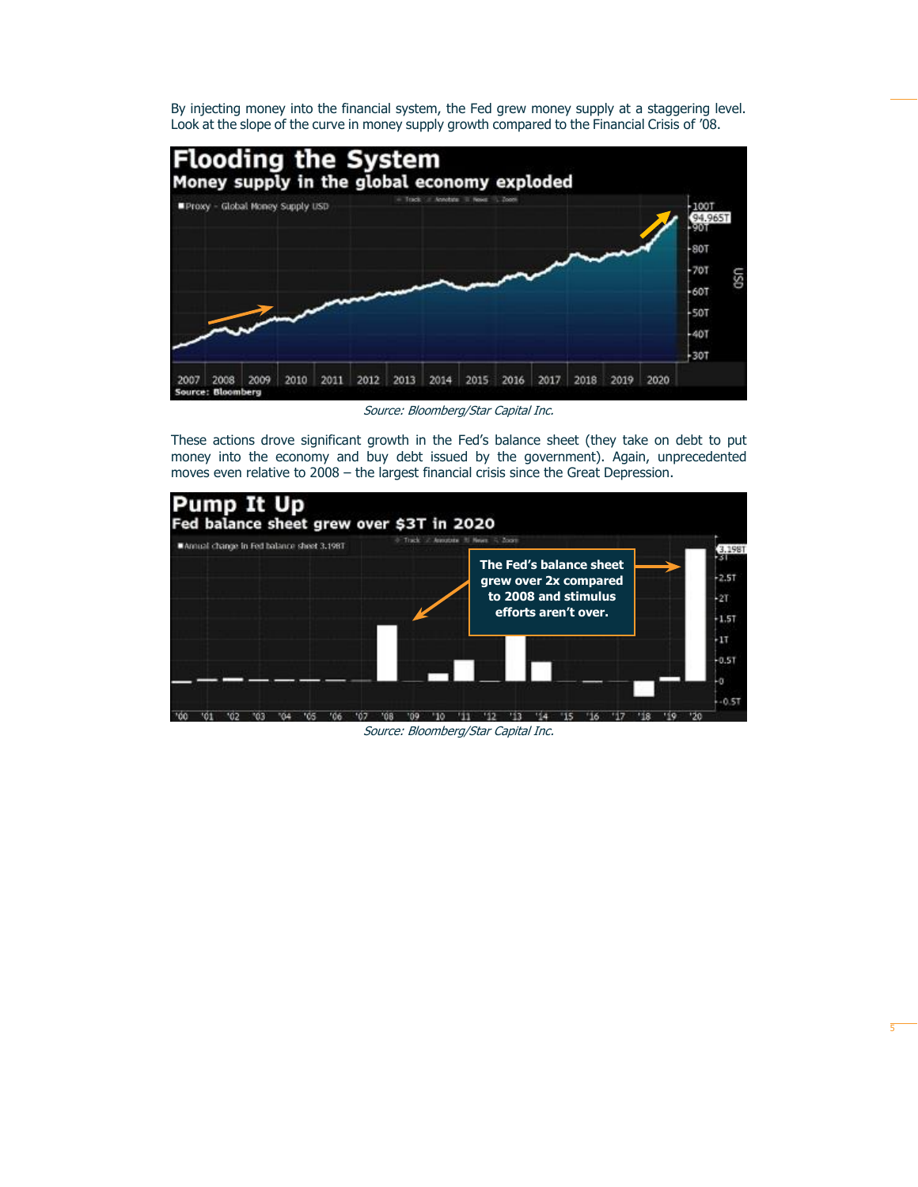By injecting money into the financial system, the Fed grew money supply at a staggering level. Look at the slope of the curve in money supply growth compared to the Financial Crisis of '08.

*Source: Bloomberg/Star Capital Inc.*

These actions drove significant growth in the Fed's balance sheet (they take on debt to put money into the economy and buy debt issued by the government). Again, unprecedented moves even relative to 2008 – the largest financial crisis since the Great Depression.

*Source: Bloomberg/Star Capital Inc.*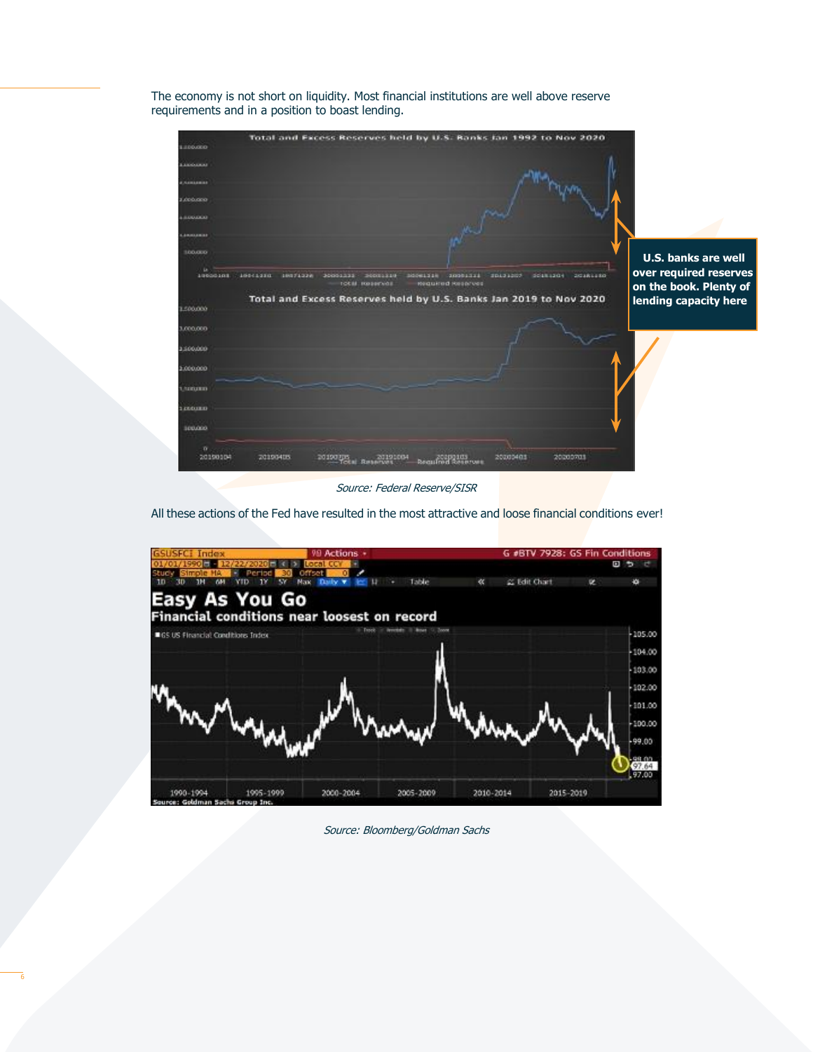The economy is not short on liquidity. Most financial institutions are well above reserve requirements and in a position to boast lending.

**U.S. banks are well over required reserves on the book. Plenty of lending capacity here**

*Source: Federal Reserve/SISR*

All these actions of the Fed have resulted in the most attractive and loose financial conditions ever!

*Source: Bloomberg/Goldman Sachs*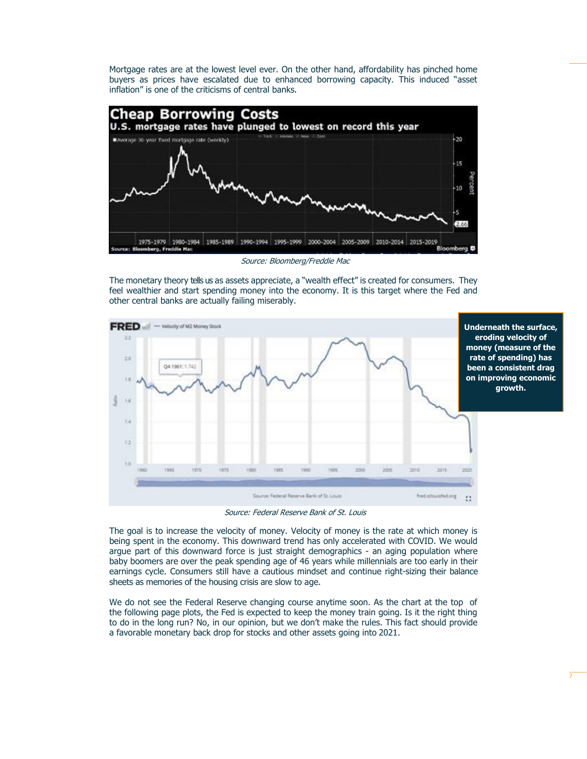Mortgage rates are at the lowest level ever. On the other hand, affordability has pinched home buyers as prices have escalated due to enhanced borrowing capacity. This induced "asset inflation" is one of the criticisms of central banks.

*Source: Bloomberg/Freddie Mac*

The monetary theory tells us as assets appreciate, a "wealth effect" is created for consumers. They feel wealthier and start spending money into the economy. It is this target where the Fed and other central banks are actually failing miserably.

**Underneath the surface, eroding velocity of money (measure of the rate of spending) has been a consistent drag on improving economic growth.**

*Source: Federal Reserve Bank of St. Louis*

The goal is to increase the velocity of money. Velocity of money is the rate at which money is being spent in the economy. This downward trend has only accelerated with COVID. We would argue part of this downward force is just straight demographics - an aging population where baby boomers are over the peak spending age of 46 years while millennials are too early in their earnings cycle. Consumers still have a cautious mindset and continue right-sizing their balance sheets as memories of the housing crisis are slow to age.

We do not see the Federal Reserve changing course anytime soon. As the chart at the top of the following page plots, the Fed is expected to keep the money train going. Is it the right thing to do in the long run? No, in our opinion, but we don't make the rules. This fact should provide a favorable monetary back drop for stocks and other assets going into 2021.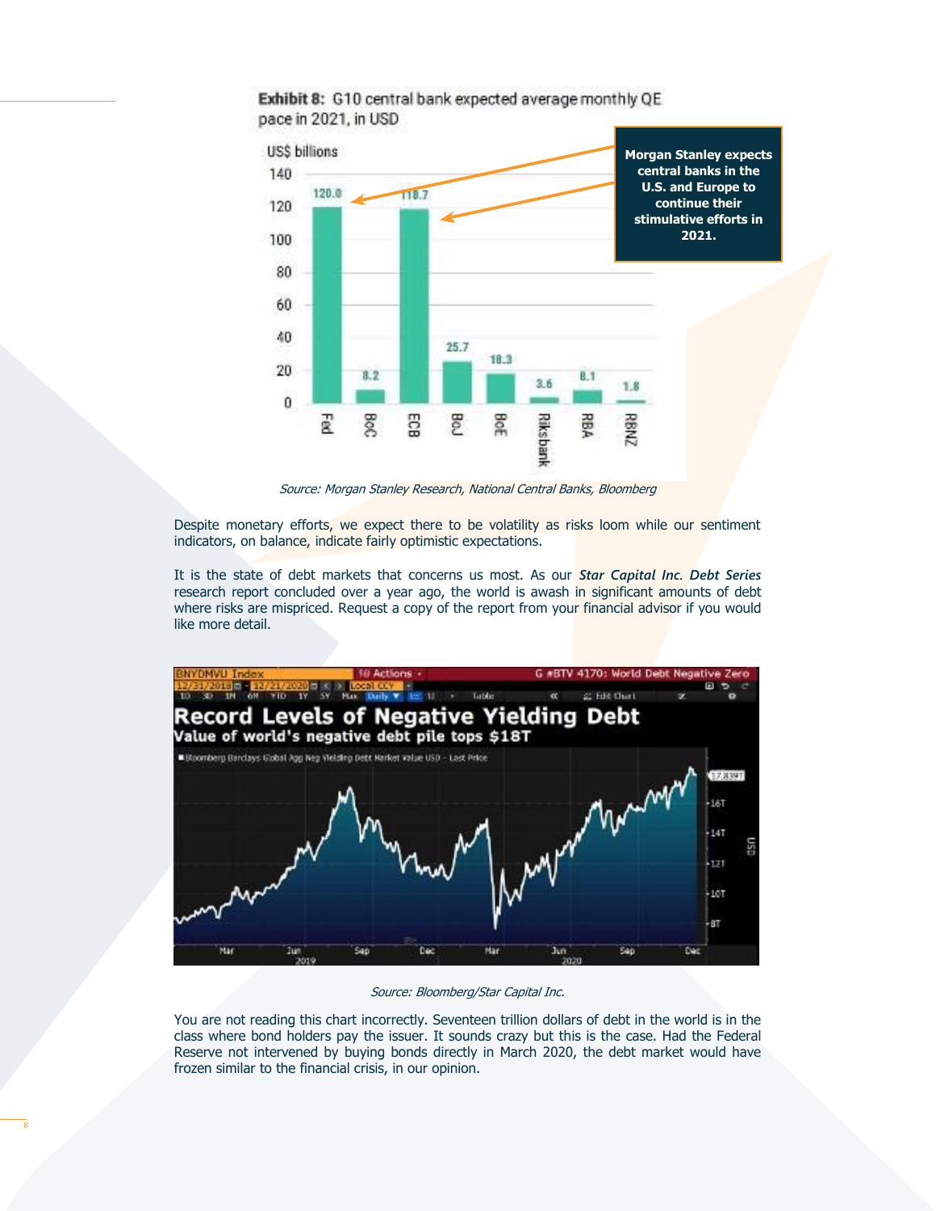**Exhibit 8:** G10 central bank expected average monthly QE pace in 2021, in USD

| Central bank | US$ billions |
|---|---|
| Fed | 120.0 |
| BoC | 8.2 |
| ECB | 118.7 |
| BoJ | 25.7 |
| BoE | 18.3 |
| Riksbank | 3.6 |
| RBA | 8.1 |
| RBNZ | 1.8 |

**Morgan Stanley expects central banks in the U.S. and Europe to continue their stimulative efforts in 2021.**

*Source: Morgan Stanley Research, National Central Banks, Bloomberg*

Despite monetary efforts, we expect there to be volatility as risks loom while our sentiment indicators, on balance, indicate fairly optimistic expectations.

It is the state of debt markets that concerns us most. As our ***Star Capital Inc. Debt Series*** research report concluded over a year ago, the world is awash in significant amounts of debt where risks are mispriced. Request a copy of the report from your financial advisor if you would like more detail.

**Record Levels of Negative Yielding Debt**

**Value of world's negative debt pile tops $18T**

*Source: Bloomberg/Star Capital Inc.*

You are not reading this chart incorrectly. Seventeen trillion dollars of debt in the world is in the class where bond holders pay the issuer. It sounds crazy but this is the case. Had the Federal Reserve not intervened by buying bonds directly in March 2020, the debt market would have frozen similar to the financial crisis, in our opinion.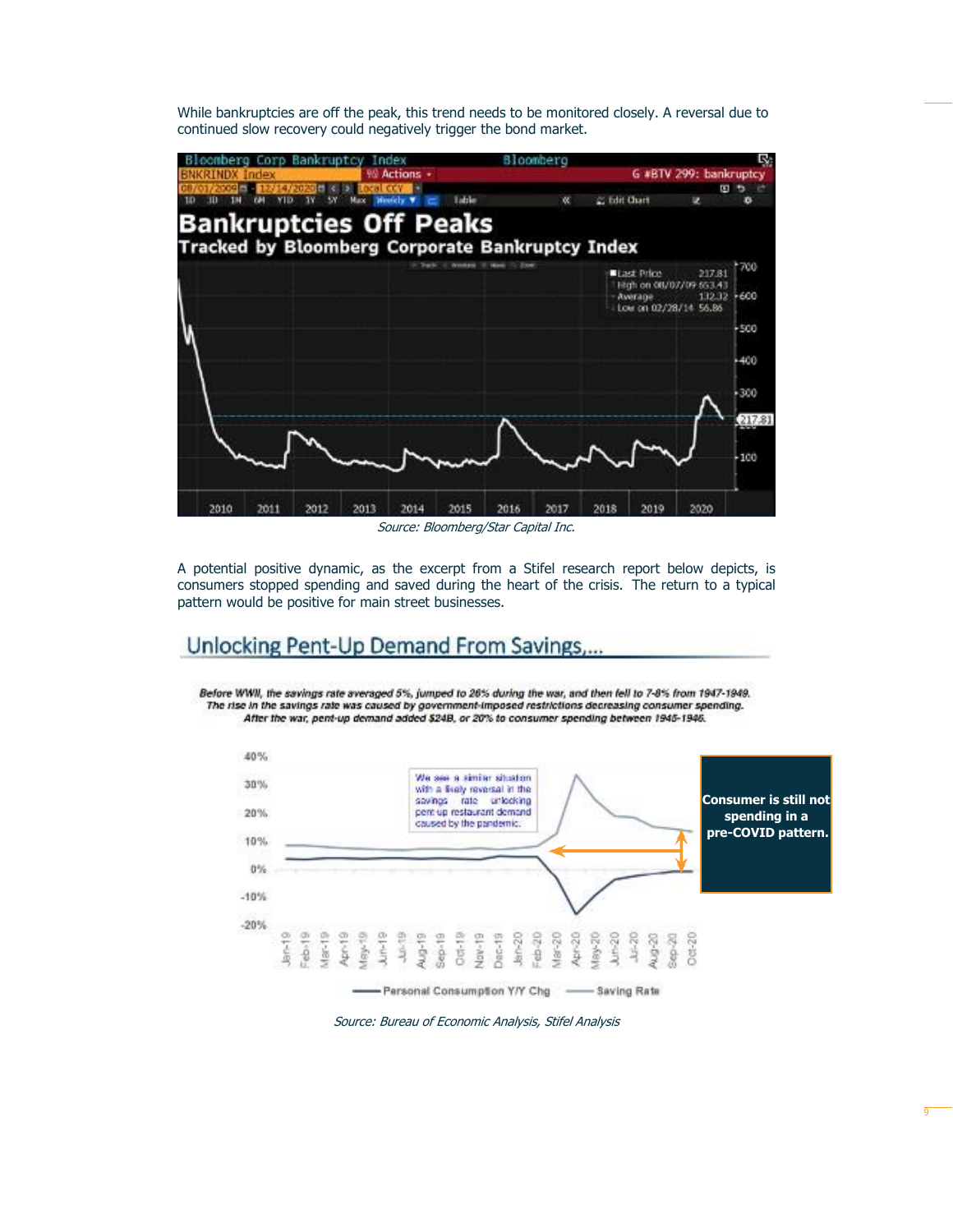While bankruptcies are off the peak, this trend needs to be monitored closely. A reversal due to continued slow recovery could negatively trigger the bond market.

*Source: Bloomberg/Star Capital Inc.*

A potential positive dynamic, as the excerpt from a Stifel research report below depicts, is consumers stopped spending and saved during the heart of the crisis. The return to a typical pattern would be positive for main street businesses.

*Source: Bureau of Economic Analysis, Stifel Analysis*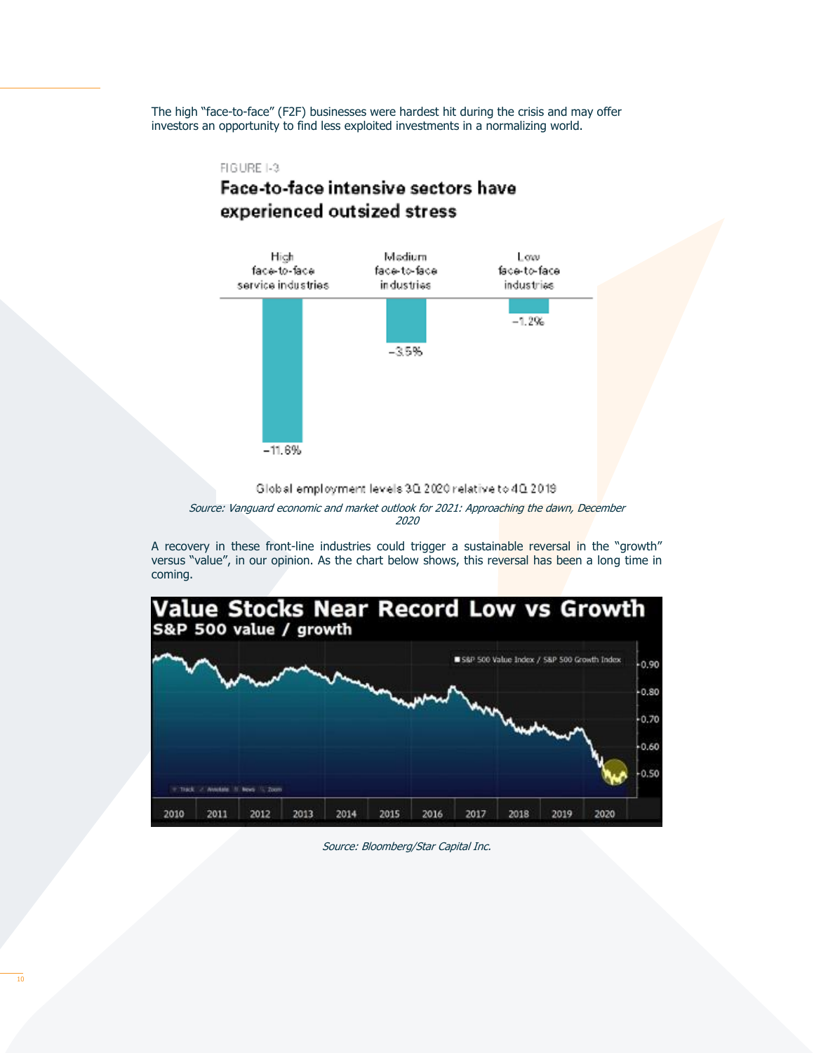The high "face-to-face" (F2F) businesses were hardest hit during the crisis and may offer investors an opportunity to find less exploited investments in a normalizing world.

FIGURE I-3

**Face-to-face intensive sectors have experienced outsized stress**

| High face-to-face service industries | Medium face-to-face industries | Low face-to-face industries |
|---|---|---|
| −11.6% | −3.5% | −1.2% |

Global employment levels 3Q 2020 relative to 4Q 2019

*Source: Vanguard economic and market outlook for 2021: Approaching the dawn, December 2020*

A recovery in these front-line industries could trigger a sustainable reversal in the "growth" versus "value", in our opinion. As the chart below shows, this reversal has been a long time in coming.

**Value Stocks Near Record Low vs Growth**
**S&P 500 value / growth**

*Source: Bloomberg/Star Capital Inc.*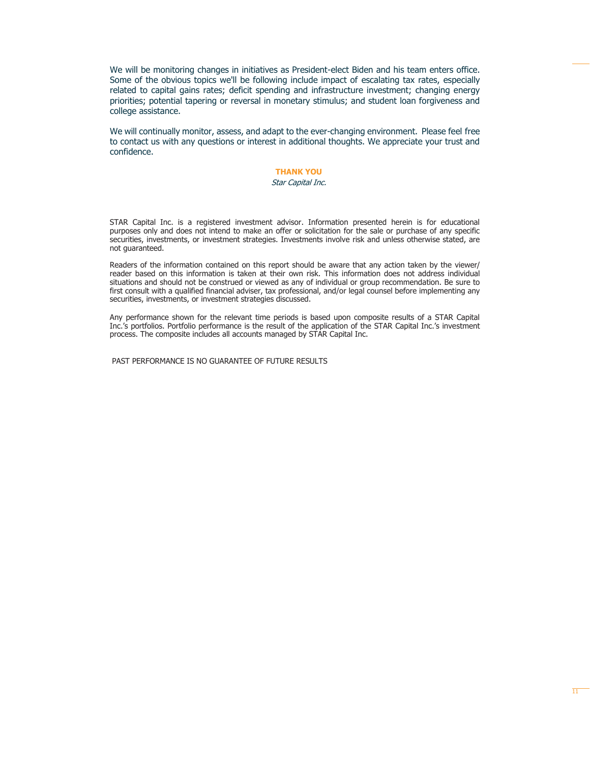We will be monitoring changes in initiatives as President-elect Biden and his team enters office. Some of the obvious topics we'll be following include impact of escalating tax rates, especially related to capital gains rates; deficit spending and infrastructure investment; changing energy priorities; potential tapering or reversal in monetary stimulus; and student loan forgiveness and college assistance.

We will continually monitor, assess, and adapt to the ever-changing environment. Please feel free to contact us with any questions or interest in additional thoughts. We appreciate your trust and confidence.

**THANK YOU**

*Star Capital Inc.*

STAR Capital Inc. is a registered investment advisor. Information presented herein is for educational purposes only and does not intend to make an offer or solicitation for the sale or purchase of any specific securities, investments, or investment strategies. Investments involve risk and unless otherwise stated, are not guaranteed.

Readers of the information contained on this report should be aware that any action taken by the viewer/ reader based on this information is taken at their own risk. This information does not address individual situations and should not be construed or viewed as any of individual or group recommendation. Be sure to first consult with a qualified financial adviser, tax professional, and/or legal counsel before implementing any securities, investments, or investment strategies discussed.

Any performance shown for the relevant time periods is based upon composite results of a STAR Capital Inc.'s portfolios. Portfolio performance is the result of the application of the STAR Capital Inc.'s investment process. The composite includes all accounts managed by STAR Capital Inc.

PAST PERFORMANCE IS NO GUARANTEE OF FUTURE RESULTS